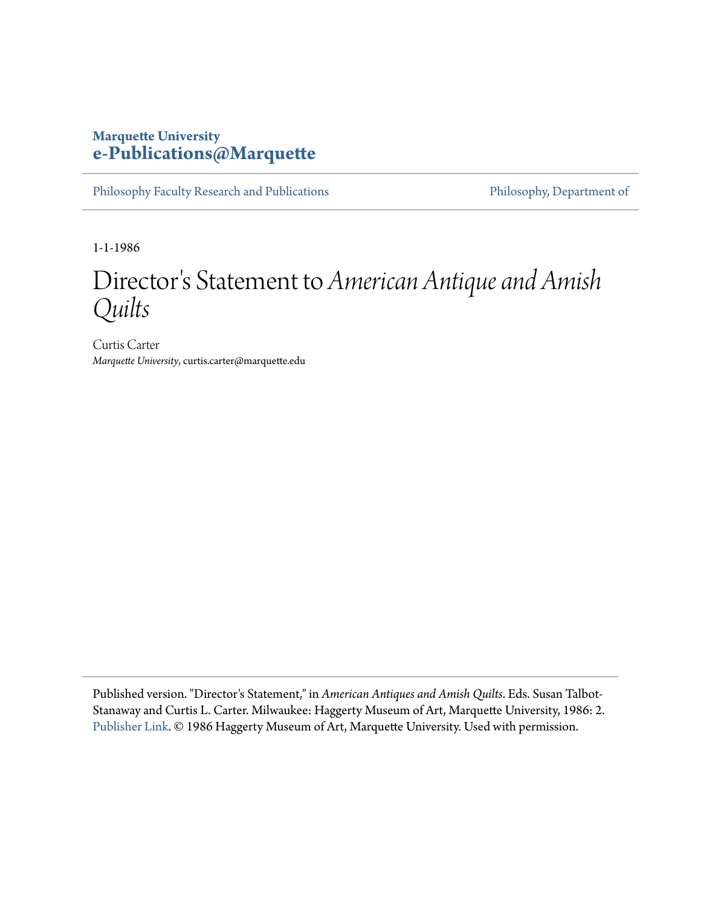**Marquette University**
**e-Publications@Marquette**

Philosophy Faculty Research and Publications | Philosophy, Department of

1-1-1986

# Director's Statement to *American Antique and Amish Quilts*

Curtis Carter
*Marquette University*, curtis.carter@marquette.edu

Published version. "Director's Statement," in *American Antiques and Amish Quilts*. Eds. Susan Talbot-Stanaway and Curtis L. Carter. Milwaukee: Haggerty Museum of Art, Marquette University, 1986: 2. Publisher Link. © 1986 Haggerty Museum of Art, Marquette University. Used with permission.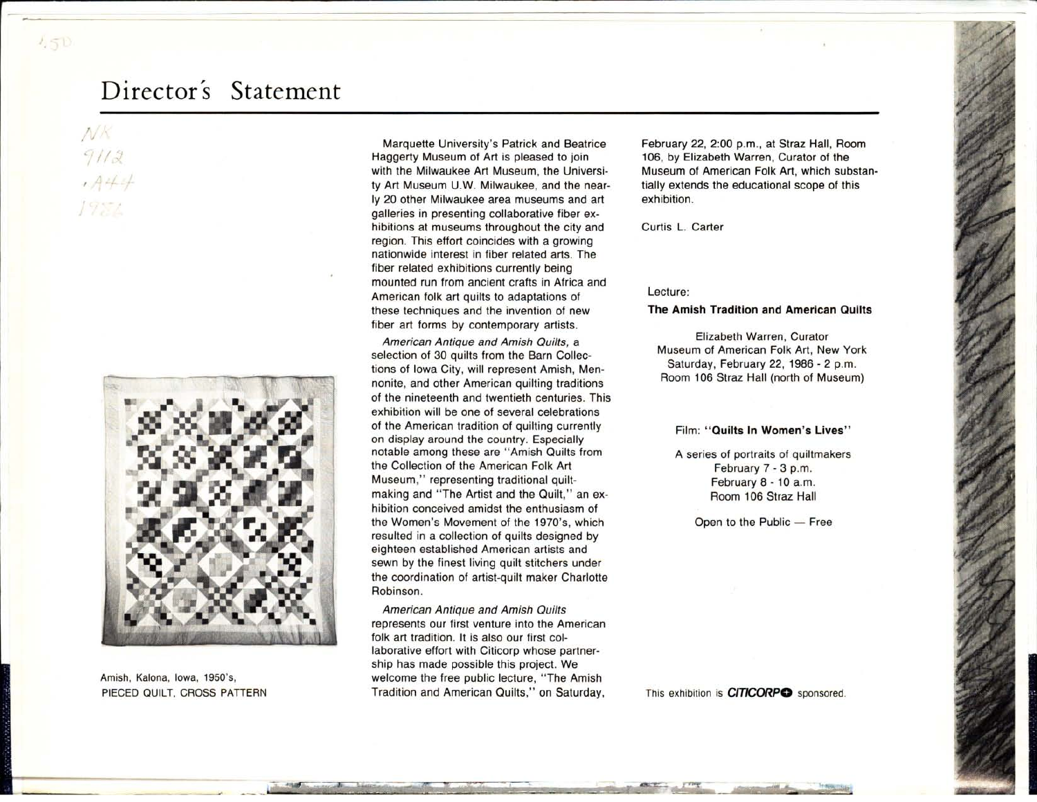# Director's Statement

Marquette University's Patrick and Beatrice Haggerty Museum of Art is pleased to join with the Milwaukee Art Museum, the University Art Museum U.W. Milwaukee, and the nearly 20 other Milwaukee area museums and art galleries in presenting collaborative fiber exhibitions at museums throughout the city and region. This effort coincides with a growing nationwide interest in fiber related arts. The fiber related exhibitions currently being mounted run from ancient crafts in Africa and American folk art quilts to adaptations of these techniques and the invention of new fiber art forms by contemporary artists.

*American Antique and Amish Quilts,* a selection of 30 quilts from the Barn Collections of Iowa City, will represent Amish, Mennonite, and other American quilting traditions of the nineteenth and twentieth centuries. This exhibition will be one of several celebrations of the American tradition of quilting currently on display around the country. Especially notable among these are "Amish Quilts from the Collection of the American Folk Art Museum," representing traditional quiltmaking and "The Artist and the Quilt," an exhibition conceived amidst the enthusiasm of the Women's Movement of the 1970's, which resulted in a collection of quilts designed by eighteen established American artists and sewn by the finest living quilt stitchers under the coordination of artist-quilt maker Charlotte Robinson.

*American Antique and Amish Quilts* represents our first venture into the American folk art tradition. It is also our first collaborative effort with Citicorp whose partnership has made possible this project. We welcome the free public lecture, "The Amish Tradition and American Quilts," on Saturday, February 22, 2:00 p.m., at Straz Hall, Room 106, by Elizabeth Warren, Curator of the Museum of American Folk Art, which substantially extends the educational scope of this exhibition.

Curtis L. Carter

Amish, Kalona, Iowa, 1950's,
PIECED QUILT, CROSS PATTERN

Lecture:

**The Amish Tradition and American Quilts**

Elizabeth Warren, Curator
Museum of American Folk Art, New York
Saturday, February 22, 1986 - 2 p.m.
Room 106 Straz Hall (north of Museum)

Film: **"Quilts In Women's Lives"**

A series of portraits of quiltmakers
February 7 - 3 p.m.
February 8 - 10 a.m.
Room 106 Straz Hall

Open to the Public — Free

This exhibition is **CITICORP** sponsored.